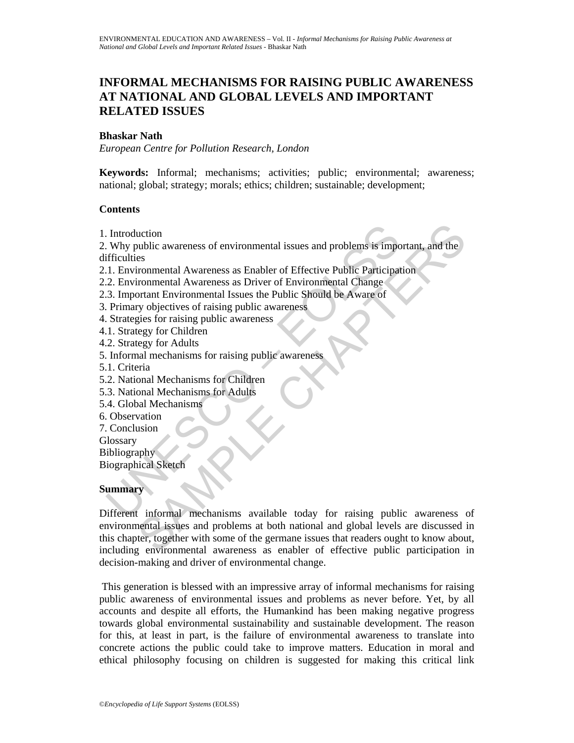# INFORMAL MECHANISMS FOR RAISING PUBLIC AWARENESS AT NATIONAL AND GLOBAL LEVELS AND IMPORTANT RELATED ISSUES

**Bhaskar Nath**

*European Centre for Pollution Research, London*

**Keywords:** Informal; mechanisms; activities; public; environmental; awareness; national; global; strategy; morals; ethics; children; sustainable; development;

## Contents

1. Introduction
2. Why public awareness of environmental issues and problems is important, and the difficulties
2.1. Environmental Awareness as Enabler of Effective Public Participation
2.2. Environmental Awareness as Driver of Environmental Change
2.3. Important Environmental Issues the Public Should be Aware of
3. Primary objectives of raising public awareness
4. Strategies for raising public awareness
4.1. Strategy for Children
4.2. Strategy for Adults
5. Informal mechanisms for raising public awareness
5.1. Criteria
5.2. National Mechanisms for Children
5.3. National Mechanisms for Adults
5.4. Global Mechanisms
6. Observation
7. Conclusion
Glossary
Bibliography
Biographical Sketch

## Summary

Different informal mechanisms available today for raising public awareness of environmental issues and problems at both national and global levels are discussed in this chapter, together with some of the germane issues that readers ought to know about, including environmental awareness as enabler of effective public participation in decision-making and driver of environmental change.

This generation is blessed with an impressive array of informal mechanisms for raising public awareness of environmental issues and problems as never before. Yet, by all accounts and despite all efforts, the Humankind has been making negative progress towards global environmental sustainability and sustainable development. The reason for this, at least in part, is the failure of environmental awareness to translate into concrete actions the public could take to improve matters. Education in moral and ethical philosophy focusing on children is suggested for making this critical link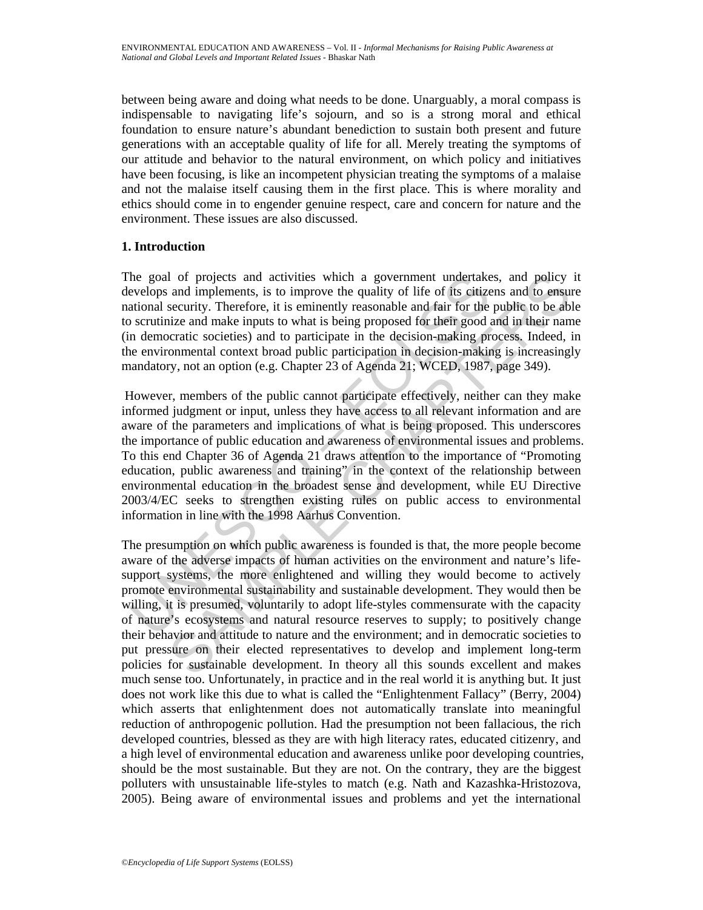between being aware and doing what needs to be done. Unarguably, a moral compass is indispensable to navigating life's sojourn, and so is a strong moral and ethical foundation to ensure nature's abundant benediction to sustain both present and future generations with an acceptable quality of life for all. Merely treating the symptoms of our attitude and behavior to the natural environment, on which policy and initiatives have been focusing, is like an incompetent physician treating the symptoms of a malaise and not the malaise itself causing them in the first place. This is where morality and ethics should come in to engender genuine respect, care and concern for nature and the environment. These issues are also discussed.

## 1. Introduction

The goal of projects and activities which a government undertakes, and policy it develops and implements, is to improve the quality of life of its citizens and to ensure national security. Therefore, it is eminently reasonable and fair for the public to be able to scrutinize and make inputs to what is being proposed for their good and in their name (in democratic societies) and to participate in the decision-making process. Indeed, in the environmental context broad public participation in decision-making is increasingly mandatory, not an option (e.g. Chapter 23 of Agenda 21; WCED, 1987, page 349).

However, members of the public cannot participate effectively, neither can they make informed judgment or input, unless they have access to all relevant information and are aware of the parameters and implications of what is being proposed. This underscores the importance of public education and awareness of environmental issues and problems. To this end Chapter 36 of Agenda 21 draws attention to the importance of "Promoting education, public awareness and training" in the context of the relationship between environmental education in the broadest sense and development, while EU Directive 2003/4/EC seeks to strengthen existing rules on public access to environmental information in line with the 1998 Aarhus Convention.

The presumption on which public awareness is founded is that, the more people become aware of the adverse impacts of human activities on the environment and nature's life-support systems, the more enlightened and willing they would become to actively promote environmental sustainability and sustainable development. They would then be willing, it is presumed, voluntarily to adopt life-styles commensurate with the capacity of nature's ecosystems and natural resource reserves to supply; to positively change their behavior and attitude to nature and the environment; and in democratic societies to put pressure on their elected representatives to develop and implement long-term policies for sustainable development. In theory all this sounds excellent and makes much sense too. Unfortunately, in practice and in the real world it is anything but. It just does not work like this due to what is called the "Enlightenment Fallacy" (Berry, 2004) which asserts that enlightenment does not automatically translate into meaningful reduction of anthropogenic pollution. Had the presumption not been fallacious, the rich developed countries, blessed as they are with high literacy rates, educated citizenry, and a high level of environmental education and awareness unlike poor developing countries, should be the most sustainable. But they are not. On the contrary, they are the biggest polluters with unsustainable life-styles to match (e.g. Nath and Kazashka-Hristozova, 2005). Being aware of environmental issues and problems and yet the international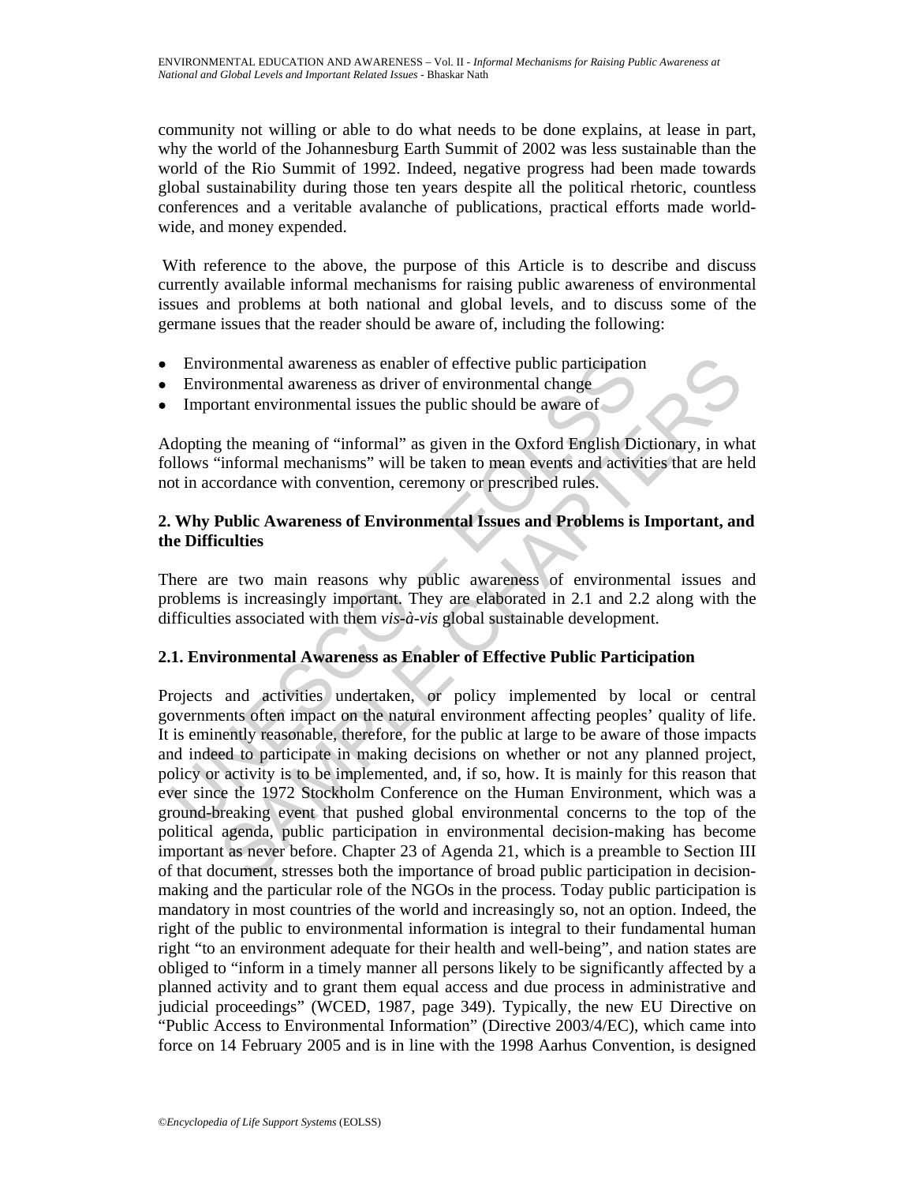community not willing or able to do what needs to be done explains, at lease in part, why the world of the Johannesburg Earth Summit of 2002 was less sustainable than the world of the Rio Summit of 1992. Indeed, negative progress had been made towards global sustainability during those ten years despite all the political rhetoric, countless conferences and a veritable avalanche of publications, practical efforts made world-wide, and money expended.

With reference to the above, the purpose of this Article is to describe and discuss currently available informal mechanisms for raising public awareness of environmental issues and problems at both national and global levels, and to discuss some of the germane issues that the reader should be aware of, including the following:

- Environmental awareness as enabler of effective public participation
- Environmental awareness as driver of environmental change
- Important environmental issues the public should be aware of

Adopting the meaning of "informal" as given in the Oxford English Dictionary, in what follows "informal mechanisms" will be taken to mean events and activities that are held not in accordance with convention, ceremony or prescribed rules.

## 2. Why Public Awareness of Environmental Issues and Problems is Important, and the Difficulties

There are two main reasons why public awareness of environmental issues and problems is increasingly important. They are elaborated in 2.1 and 2.2 along with the difficulties associated with them *vis-à-vis* global sustainable development.

### 2.1. Environmental Awareness as Enabler of Effective Public Participation

Projects and activities undertaken, or policy implemented by local or central governments often impact on the natural environment affecting peoples' quality of life. It is eminently reasonable, therefore, for the public at large to be aware of those impacts and indeed to participate in making decisions on whether or not any planned project, policy or activity is to be implemented, and, if so, how. It is mainly for this reason that ever since the 1972 Stockholm Conference on the Human Environment, which was a ground-breaking event that pushed global environmental concerns to the top of the political agenda, public participation in environmental decision-making has become important as never before. Chapter 23 of Agenda 21, which is a preamble to Section III of that document, stresses both the importance of broad public participation in decision-making and the particular role of the NGOs in the process. Today public participation is mandatory in most countries of the world and increasingly so, not an option. Indeed, the right of the public to environmental information is integral to their fundamental human right "to an environment adequate for their health and well-being", and nation states are obliged to "inform in a timely manner all persons likely to be significantly affected by a planned activity and to grant them equal access and due process in administrative and judicial proceedings" (WCED, 1987, page 349). Typically, the new EU Directive on "Public Access to Environmental Information" (Directive 2003/4/EC), which came into force on 14 February 2005 and is in line with the 1998 Aarhus Convention, is designed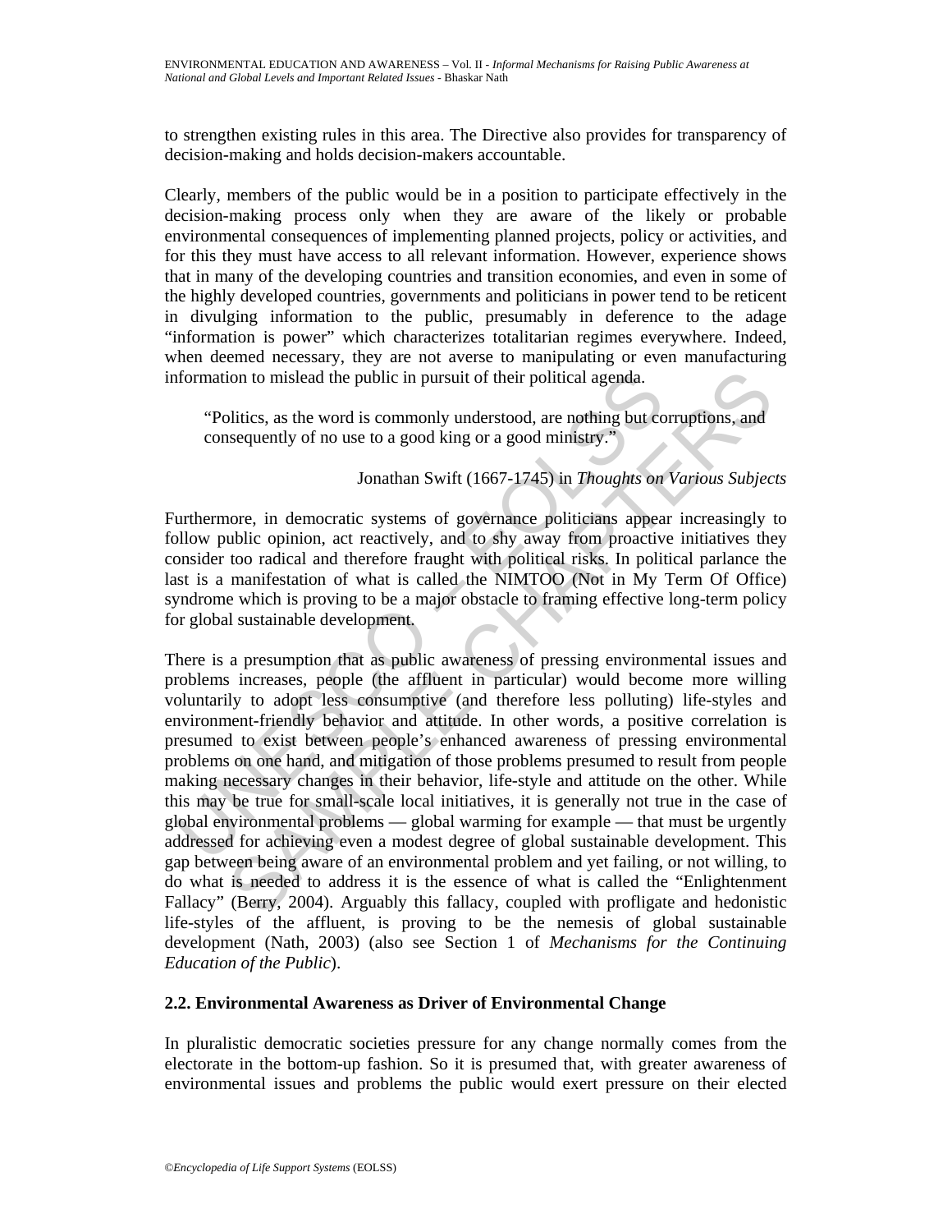to strengthen existing rules in this area. The Directive also provides for transparency of decision-making and holds decision-makers accountable.

Clearly, members of the public would be in a position to participate effectively in the decision-making process only when they are aware of the likely or probable environmental consequences of implementing planned projects, policy or activities, and for this they must have access to all relevant information. However, experience shows that in many of the developing countries and transition economies, and even in some of the highly developed countries, governments and politicians in power tend to be reticent in divulging information to the public, presumably in deference to the adage "information is power" which characterizes totalitarian regimes everywhere. Indeed, when deemed necessary, they are not averse to manipulating or even manufacturing information to mislead the public in pursuit of their political agenda.

> "Politics, as the word is commonly understood, are nothing but corruptions, and consequently of no use to a good king or a good ministry."
>
> Jonathan Swift (1667-1745) in *Thoughts on Various Subjects*

Furthermore, in democratic systems of governance politicians appear increasingly to follow public opinion, act reactively, and to shy away from proactive initiatives they consider too radical and therefore fraught with political risks. In political parlance the last is a manifestation of what is called the NIMTOO (Not in My Term Of Office) syndrome which is proving to be a major obstacle to framing effective long-term policy for global sustainable development.

There is a presumption that as public awareness of pressing environmental issues and problems increases, people (the affluent in particular) would become more willing voluntarily to adopt less consumptive (and therefore less polluting) life-styles and environment-friendly behavior and attitude. In other words, a positive correlation is presumed to exist between people's enhanced awareness of pressing environmental problems on one hand, and mitigation of those problems presumed to result from people making necessary changes in their behavior, life-style and attitude on the other. While this may be true for small-scale local initiatives, it is generally not true in the case of global environmental problems — global warming for example — that must be urgently addressed for achieving even a modest degree of global sustainable development. This gap between being aware of an environmental problem and yet failing, or not willing, to do what is needed to address it is the essence of what is called the "Enlightenment Fallacy" (Berry, 2004). Arguably this fallacy, coupled with profligate and hedonistic life-styles of the affluent, is proving to be the nemesis of global sustainable development (Nath, 2003) (also see Section 1 of *Mechanisms for the Continuing Education of the Public*).

### 2.2. Environmental Awareness as Driver of Environmental Change

In pluralistic democratic societies pressure for any change normally comes from the electorate in the bottom-up fashion. So it is presumed that, with greater awareness of environmental issues and problems the public would exert pressure on their elected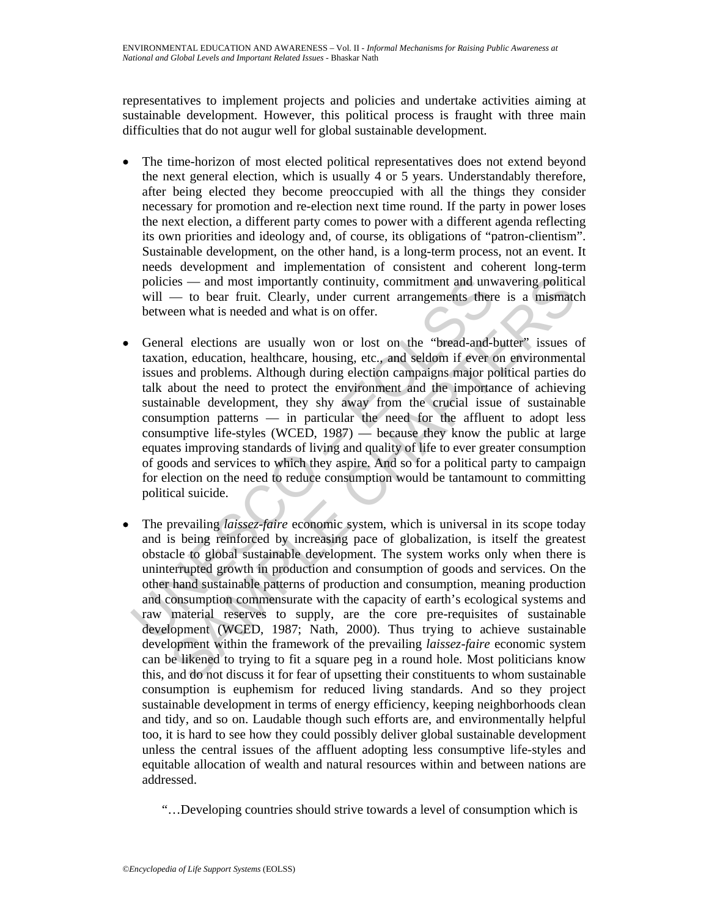representatives to implement projects and policies and undertake activities aiming at sustainable development. However, this political process is fraught with three main difficulties that do not augur well for global sustainable development.

- The time-horizon of most elected political representatives does not extend beyond the next general election, which is usually 4 or 5 years. Understandably therefore, after being elected they become preoccupied with all the things they consider necessary for promotion and re-election next time round. If the party in power loses the next election, a different party comes to power with a different agenda reflecting its own priorities and ideology and, of course, its obligations of "patron-clientism". Sustainable development, on the other hand, is a long-term process, not an event. It needs development and implementation of consistent and coherent long-term policies — and most importantly continuity, commitment and unwavering political will — to bear fruit. Clearly, under current arrangements there is a mismatch between what is needed and what is on offer.

- General elections are usually won or lost on the "bread-and-butter" issues of taxation, education, healthcare, housing, etc., and seldom if ever on environmental issues and problems. Although during election campaigns major political parties do talk about the need to protect the environment and the importance of achieving sustainable development, they shy away from the crucial issue of sustainable consumption patterns — in particular the need for the affluent to adopt less consumptive life-styles (WCED, 1987) — because they know the public at large equates improving standards of living and quality of life to ever greater consumption of goods and services to which they aspire. And so for a political party to campaign for election on the need to reduce consumption would be tantamount to committing political suicide.

- The prevailing *laissez-faire* economic system, which is universal in its scope today and is being reinforced by increasing pace of globalization, is itself the greatest obstacle to global sustainable development. The system works only when there is uninterrupted growth in production and consumption of goods and services. On the other hand sustainable patterns of production and consumption, meaning production and consumption commensurate with the capacity of earth's ecological systems and raw material reserves to supply, are the core pre-requisites of sustainable development (WCED, 1987; Nath, 2000). Thus trying to achieve sustainable development within the framework of the prevailing *laissez-faire* economic system can be likened to trying to fit a square peg in a round hole. Most politicians know this, and do not discuss it for fear of upsetting their constituents to whom sustainable consumption is euphemism for reduced living standards. And so they project sustainable development in terms of energy efficiency, keeping neighborhoods clean and tidy, and so on. Laudable though such efforts are, and environmentally helpful too, it is hard to see how they could possibly deliver global sustainable development unless the central issues of the affluent adopting less consumptive life-styles and equitable allocation of wealth and natural resources within and between nations are addressed.

"…Developing countries should strive towards a level of consumption which is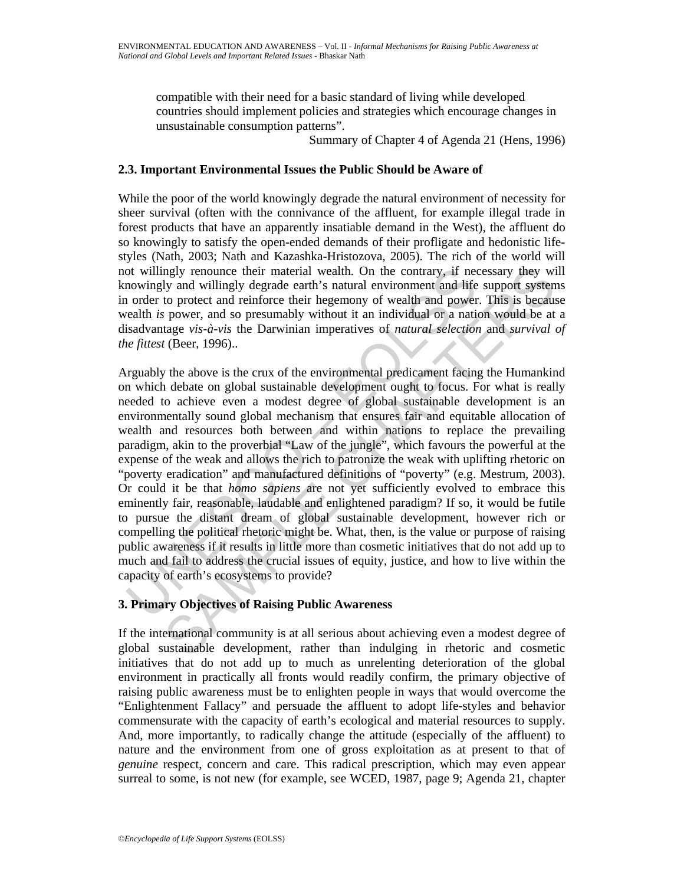compatible with their need for a basic standard of living while developed countries should implement policies and strategies which encourage changes in unsustainable consumption patterns".

Summary of Chapter 4 of Agenda 21 (Hens, 1996)

### 2.3. Important Environmental Issues the Public Should be Aware of

While the poor of the world knowingly degrade the natural environment of necessity for sheer survival (often with the connivance of the affluent, for example illegal trade in forest products that have an apparently insatiable demand in the West), the affluent do so knowingly to satisfy the open-ended demands of their profligate and hedonistic life-styles (Nath, 2003; Nath and Kazashka-Hristozova, 2005). The rich of the world will not willingly renounce their material wealth. On the contrary, if necessary they will knowingly and willingly degrade earth's natural environment and life support systems in order to protect and reinforce their hegemony of wealth and power. This is because wealth *is* power, and so presumably without it an individual or a nation would be at a disadvantage *vis-à-vis* the Darwinian imperatives of *natural selection* and *survival of the fittest* (Beer, 1996)..

Arguably the above is the crux of the environmental predicament facing the Humankind on which debate on global sustainable development ought to focus. For what is really needed to achieve even a modest degree of global sustainable development is an environmentally sound global mechanism that ensures fair and equitable allocation of wealth and resources both between and within nations to replace the prevailing paradigm, akin to the proverbial "Law of the jungle", which favours the powerful at the expense of the weak and allows the rich to patronize the weak with uplifting rhetoric on "poverty eradication" and manufactured definitions of "poverty" (e.g. Mestrum, 2003). Or could it be that *homo sapiens* are not yet sufficiently evolved to embrace this eminently fair, reasonable, laudable and enlightened paradigm? If so, it would be futile to pursue the distant dream of global sustainable development, however rich or compelling the political rhetoric might be. What, then, is the value or purpose of raising public awareness if it results in little more than cosmetic initiatives that do not add up to much and fail to address the crucial issues of equity, justice, and how to live within the capacity of earth's ecosystems to provide?

## 3. Primary Objectives of Raising Public Awareness

If the international community is at all serious about achieving even a modest degree of global sustainable development, rather than indulging in rhetoric and cosmetic initiatives that do not add up to much as unrelenting deterioration of the global environment in practically all fronts would readily confirm, the primary objective of raising public awareness must be to enlighten people in ways that would overcome the "Enlightenment Fallacy" and persuade the affluent to adopt life-styles and behavior commensurate with the capacity of earth's ecological and material resources to supply. And, more importantly, to radically change the attitude (especially of the affluent) to nature and the environment from one of gross exploitation as at present to that of *genuine* respect, concern and care. This radical prescription, which may even appear surreal to some, is not new (for example, see WCED, 1987, page 9; Agenda 21, chapter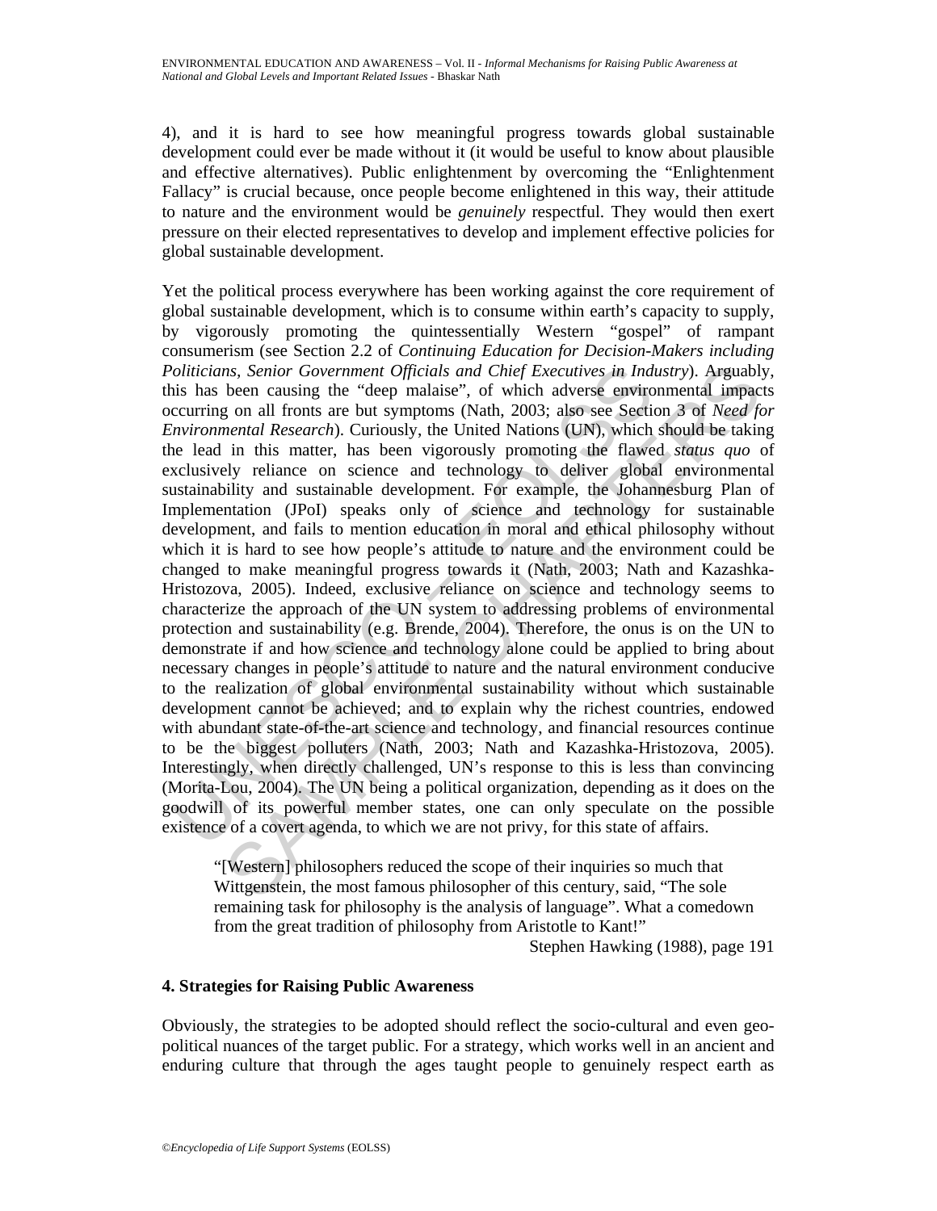4), and it is hard to see how meaningful progress towards global sustainable development could ever be made without it (it would be useful to know about plausible and effective alternatives). Public enlightenment by overcoming the "Enlightenment Fallacy" is crucial because, once people become enlightened in this way, their attitude to nature and the environment would be *genuinely* respectful. They would then exert pressure on their elected representatives to develop and implement effective policies for global sustainable development.

Yet the political process everywhere has been working against the core requirement of global sustainable development, which is to consume within earth's capacity to supply, by vigorously promoting the quintessentially Western "gospel" of rampant consumerism (see Section 2.2 of *Continuing Education for Decision-Makers including Politicians, Senior Government Officials and Chief Executives in Industry*). Arguably, this has been causing the "deep malaise", of which adverse environmental impacts occurring on all fronts are but symptoms (Nath, 2003; also see Section 3 of *Need for Environmental Research*). Curiously, the United Nations (UN), which should be taking the lead in this matter, has been vigorously promoting the flawed *status quo* of exclusively reliance on science and technology to deliver global environmental sustainability and sustainable development. For example, the Johannesburg Plan of Implementation (JPoI) speaks only of science and technology for sustainable development, and fails to mention education in moral and ethical philosophy without which it is hard to see how people's attitude to nature and the environment could be changed to make meaningful progress towards it (Nath, 2003; Nath and Kazashka-Hristozova, 2005). Indeed, exclusive reliance on science and technology seems to characterize the approach of the UN system to addressing problems of environmental protection and sustainability (e.g. Brende, 2004). Therefore, the onus is on the UN to demonstrate if and how science and technology alone could be applied to bring about necessary changes in people's attitude to nature and the natural environment conducive to the realization of global environmental sustainability without which sustainable development cannot be achieved; and to explain why the richest countries, endowed with abundant state-of-the-art science and technology, and financial resources continue to be the biggest polluters (Nath, 2003; Nath and Kazashka-Hristozova, 2005). Interestingly, when directly challenged, UN's response to this is less than convincing (Morita-Lou, 2004). The UN being a political organization, depending as it does on the goodwill of its powerful member states, one can only speculate on the possible existence of a covert agenda, to which we are not privy, for this state of affairs.

> "[Western] philosophers reduced the scope of their inquiries so much that Wittgenstein, the most famous philosopher of this century, said, "The sole remaining task for philosophy is the analysis of language". What a comedown from the great tradition of philosophy from Aristotle to Kant!"
>
> Stephen Hawking (1988), page 191

### 4. Strategies for Raising Public Awareness

Obviously, the strategies to be adopted should reflect the socio-cultural and even geo-political nuances of the target public. For a strategy, which works well in an ancient and enduring culture that through the ages taught people to genuinely respect earth as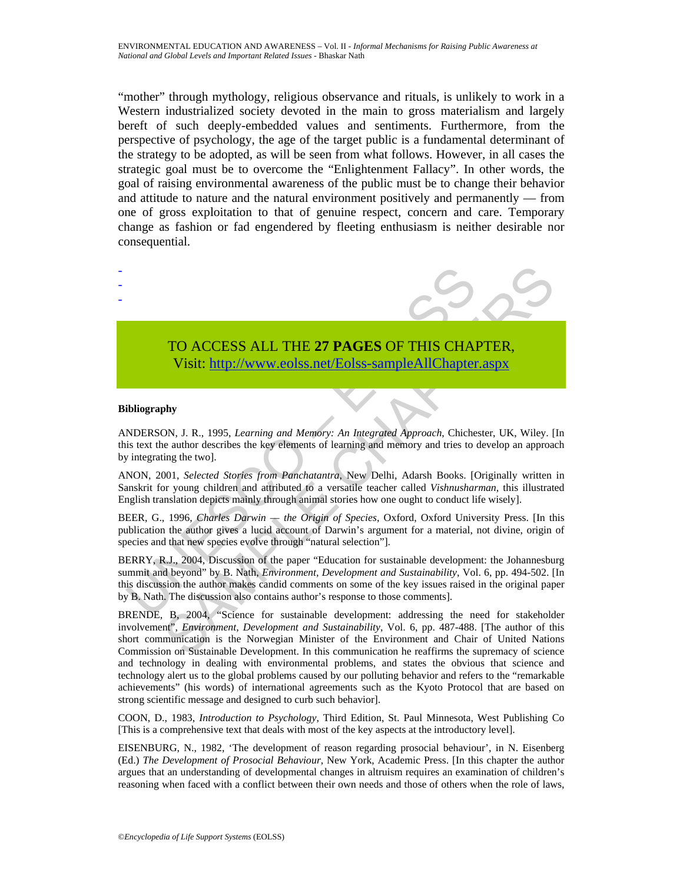"mother" through mythology, religious observance and rituals, is unlikely to work in a Western industrialized society devoted in the main to gross materialism and largely bereft of such deeply-embedded values and sentiments. Furthermore, from the perspective of psychology, the age of the target public is a fundamental determinant of the strategy to be adopted, as will be seen from what follows. However, in all cases the strategic goal must be to overcome the "Enlightenment Fallacy". In other words, the goal of raising environmental awareness of the public must be to change their behavior and attitude to nature and the natural environment positively and permanently — from one of gross exploitation to that of genuine respect, concern and care. Temporary change as fashion or fad engendered by fleeting enthusiasm is neither desirable nor consequential.

-
-
-

TO ACCESS ALL THE **27 PAGES** OF THIS CHAPTER,
Visit: http://www.eolss.net/Eolss-sampleAllChapter.aspx

**Bibliography**

ANDERSON, J. R., 1995, *Learning and Memory: An Integrated Approach*, Chichester, UK, Wiley. [In this text the author describes the key elements of learning and memory and tries to develop an approach by integrating the two].

ANON, 2001, *Selected Stories from Panchatantra*, New Delhi, Adarsh Books. [Originally written in Sanskrit for young children and attributed to a versatile teacher called *Vishnusharman*, this illustrated English translation depicts mainly through animal stories how one ought to conduct life wisely].

BEER, G., 1996, *Charles Darwin — the Origin of Species*, Oxford, Oxford University Press. [In this publication the author gives a lucid account of Darwin's argument for a material, not divine, origin of species and that new species evolve through "natural selection"].

BERRY, R.J., 2004, Discussion of the paper "Education for sustainable development: the Johannesburg summit and beyond" by B. Nath, *Environment, Development and Sustainability*, Vol. 6, pp. 494-502. [In this discussion the author makes candid comments on some of the key issues raised in the original paper by B. Nath. The discussion also contains author's response to those comments].

BRENDE, B, 2004, "Science for sustainable development: addressing the need for stakeholder involvement", *Environment, Development and Sustainability*, Vol. 6, pp. 487-488. [The author of this short communication is the Norwegian Minister of the Environment and Chair of United Nations Commission on Sustainable Development. In this communication he reaffirms the supremacy of science and technology in dealing with environmental problems, and states the obvious that science and technology alert us to the global problems caused by our polluting behavior and refers to the "remarkable achievements" (his words) of international agreements such as the Kyoto Protocol that are based on strong scientific message and designed to curb such behavior].

COON, D., 1983, *Introduction to Psychology*, Third Edition, St. Paul Minnesota, West Publishing Co [This is a comprehensive text that deals with most of the key aspects at the introductory level].

EISENBURG, N., 1982, 'The development of reason regarding prosocial behaviour', in N. Eisenberg (Ed.) *The Development of Prosocial Behaviour*, New York, Academic Press. [In this chapter the author argues that an understanding of developmental changes in altruism requires an examination of children's reasoning when faced with a conflict between their own needs and those of others when the role of laws,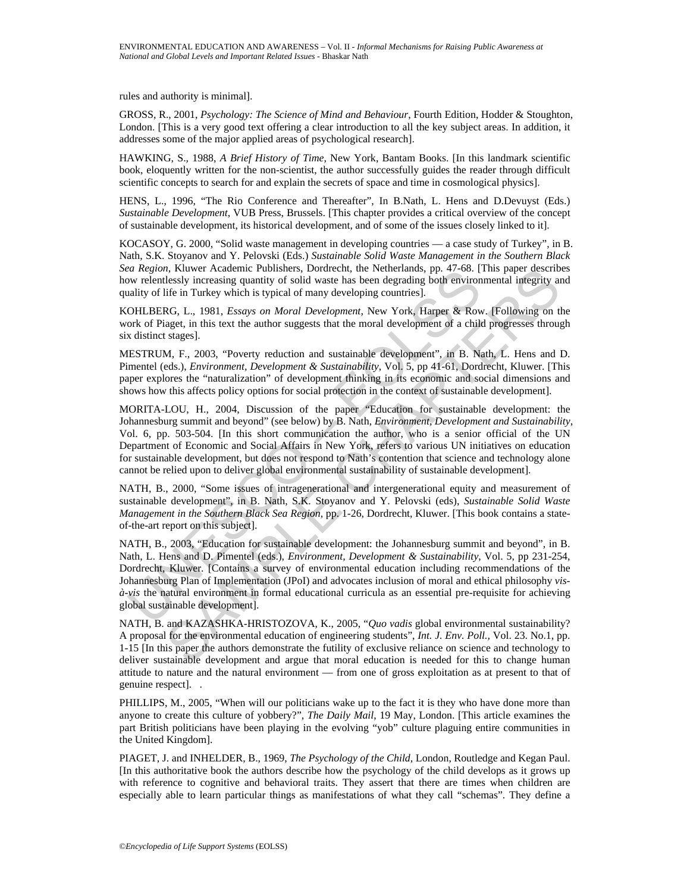rules and authority is minimal].

GROSS, R., 2001, *Psychology: The Science of Mind and Behaviour*, Fourth Edition, Hodder & Stoughton, London. [This is a very good text offering a clear introduction to all the key subject areas. In addition, it addresses some of the major applied areas of psychological research].

HAWKING, S., 1988, *A Brief History of Time*, New York, Bantam Books. [In this landmark scientific book, eloquently written for the non-scientist, the author successfully guides the reader through difficult scientific concepts to search for and explain the secrets of space and time in cosmological physics].

HENS, L., 1996, "The Rio Conference and Thereafter", In B.Nath, L. Hens and D.Devuyst (Eds.) *Sustainable Development*, VUB Press, Brussels. [This chapter provides a critical overview of the concept of sustainable development, its historical development, and of some of the issues closely linked to it].

KOCASOY, G. 2000, "Solid waste management in developing countries — a case study of Turkey", in B. Nath, S.K. Stoyanov and Y. Pelovski (Eds.) *Sustainable Solid Waste Management in the Southern Black Sea Region*, Kluwer Academic Publishers, Dordrecht, the Netherlands, pp. 47-68. [This paper describes how relentlessly increasing quantity of solid waste has been degrading both environmental integrity and quality of life in Turkey which is typical of many developing countries].

KOHLBERG, L., 1981, *Essays on Moral Development*, New York, Harper & Row. [Following on the work of Piaget, in this text the author suggests that the moral development of a child progresses through six distinct stages].

MESTRUM, F., 2003, "Poverty reduction and sustainable development", in B. Nath, L. Hens and D. Pimentel (eds.), *Environment, Development & Sustainability*, Vol. 5, pp 41-61, Dordrecht, Kluwer. [This paper explores the "naturalization" of development thinking in its economic and social dimensions and shows how this affects policy options for social protection in the context of sustainable development].

MORITA-LOU, H., 2004, Discussion of the paper "Education for sustainable development: the Johannesburg summit and beyond" (see below) by B. Nath, *Environment, Development and Sustainability*, Vol. 6, pp. 503-504. [In this short communication the author, who is a senior official of the UN Department of Economic and Social Affairs in New York, refers to various UN initiatives on education for sustainable development, but does not respond to Nath's contention that science and technology alone cannot be relied upon to deliver global environmental sustainability of sustainable development].

NATH, B., 2000, "Some issues of intragenerational and intergenerational equity and measurement of sustainable development", in B. Nath, S.K. Stoyanov and Y. Pelovski (eds), *Sustainable Solid Waste Management in the Southern Black Sea Region*, pp. 1-26, Dordrecht, Kluwer. [This book contains a state-of-the-art report on this subject].

NATH, B., 2003, "Education for sustainable development: the Johannesburg summit and beyond", in B. Nath, L. Hens and D. Pimentel (eds.), *Environment, Development & Sustainability*, Vol. 5, pp 231-254, Dordrecht, Kluwer. [Contains a survey of environmental education including recommendations of the Johannesburg Plan of Implementation (JPoI) and advocates inclusion of moral and ethical philosophy *vis-à-vis* the natural environment in formal educational curricula as an essential pre-requisite for achieving global sustainable development].

NATH, B. and KAZASHKA-HRISTOZOVA, K., 2005, "*Quo vadis* global environmental sustainability? A proposal for the environmental education of engineering students", *Int. J. Env. Poll.*, Vol. 23. No.1, pp. 1-15 [In this paper the authors demonstrate the futility of exclusive reliance on science and technology to deliver sustainable development and argue that moral education is needed for this to change human attitude to nature and the natural environment — from one of gross exploitation as at present to that of genuine respect]. .

PHILLIPS, M., 2005, "When will our politicians wake up to the fact it is they who have done more than anyone to create this culture of yobbery?", *The Daily Mail*, 19 May, London. [This article examines the part British politicians have been playing in the evolving "yob" culture plaguing entire communities in the United Kingdom].

PIAGET, J. and INHELDER, B., 1969, *The Psychology of the Child*, London, Routledge and Kegan Paul. [In this authoritative book the authors describe how the psychology of the child develops as it grows up with reference to cognitive and behavioral traits. They assert that there are times when children are especially able to learn particular things as manifestations of what they call "schemas". They define a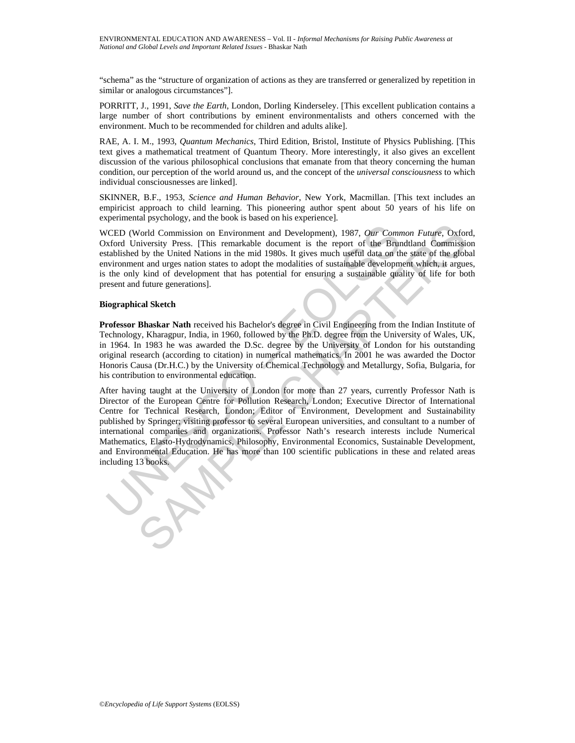"schema" as the "structure of organization of actions as they are transferred or generalized by repetition in similar or analogous circumstances"].

PORRITT, J., 1991, *Save the Earth*, London, Dorling Kinderseley. [This excellent publication contains a large number of short contributions by eminent environmentalists and others concerned with the environment. Much to be recommended for children and adults alike].

RAE, A. I. M., 1993, *Quantum Mechanics*, Third Edition, Bristol, Institute of Physics Publishing. [This text gives a mathematical treatment of Quantum Theory. More interestingly, it also gives an excellent discussion of the various philosophical conclusions that emanate from that theory concerning the human condition, our perception of the world around us, and the concept of the *universal consciousness* to which individual consciousnesses are linked].

SKINNER, B.F., 1953, *Science and Human Behavior*, New York, Macmillan. [This text includes an empiricist approach to child learning. This pioneering author spent about 50 years of his life on experimental psychology, and the book is based on his experience].

WCED (World Commission on Environment and Development), 1987, *Our Common Future*, Oxford, Oxford University Press. [This remarkable document is the report of the Brundtland Commission established by the United Nations in the mid 1980s. It gives much useful data on the state of the global environment and urges nation states to adopt the modalities of sustainable development which, it argues, is the only kind of development that has potential for ensuring a sustainable quality of life for both present and future generations].

**Biographical Sketch**

**Professor Bhaskar Nath** received his Bachelor's degree in Civil Engineering from the Indian Institute of Technology, Kharagpur, India, in 1960, followed by the Ph.D. degree from the University of Wales, UK, in 1964. In 1983 he was awarded the D.Sc. degree by the University of London for his outstanding original research (according to citation) in numerical mathematics. In 2001 he was awarded the Doctor Honoris Causa (Dr.H.C.) by the University of Chemical Technology and Metallurgy, Sofia, Bulgaria, for his contribution to environmental education.

After having taught at the University of London for more than 27 years, currently Professor Nath is Director of the European Centre for Pollution Research, London; Executive Director of International Centre for Technical Research, London; Editor of Environment, Development and Sustainability published by Springer; visiting professor to several European universities, and consultant to a number of international companies and organizations. Professor Nath's research interests include Numerical Mathematics, Elasto-Hydrodynamics, Philosophy, Environmental Economics, Sustainable Development, and Environmental Education. He has more than 100 scientific publications in these and related areas including 13 books.